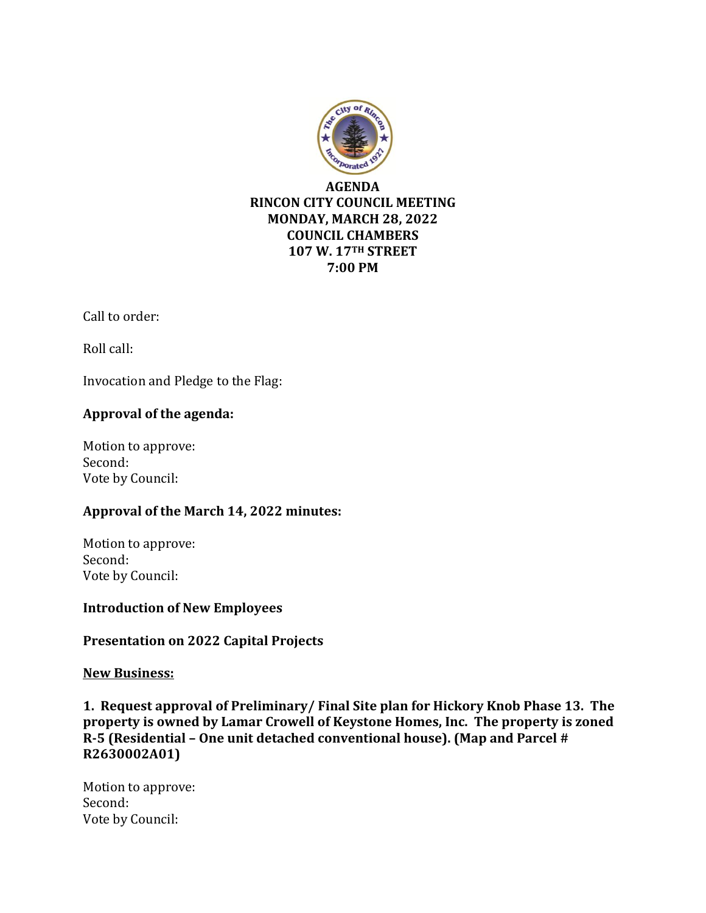# AGENDA
## RINCON CITY COUNCIL MEETING
## MONDAY, MARCH 28, 2022
## COUNCIL CHAMBERS
## 107 W. 17TH STREET
## 7:00 PM

Call to order:

Roll call:

Invocation and Pledge to the Flag:

**Approval of the agenda:**

Motion to approve:
Second:
Vote by Council:

**Approval of the March 14, 2022 minutes:**

Motion to approve:
Second:
Vote by Council:

**Introduction of New Employees**

**Presentation on 2022 Capital Projects**

**New Business:**

**1. Request approval of Preliminary/ Final Site plan for Hickory Knob Phase 13. The property is owned by Lamar Crowell of Keystone Homes, Inc. The property is zoned R-5 (Residential – One unit detached conventional house). (Map and Parcel # R2630002A01)**

Motion to approve:
Second:
Vote by Council: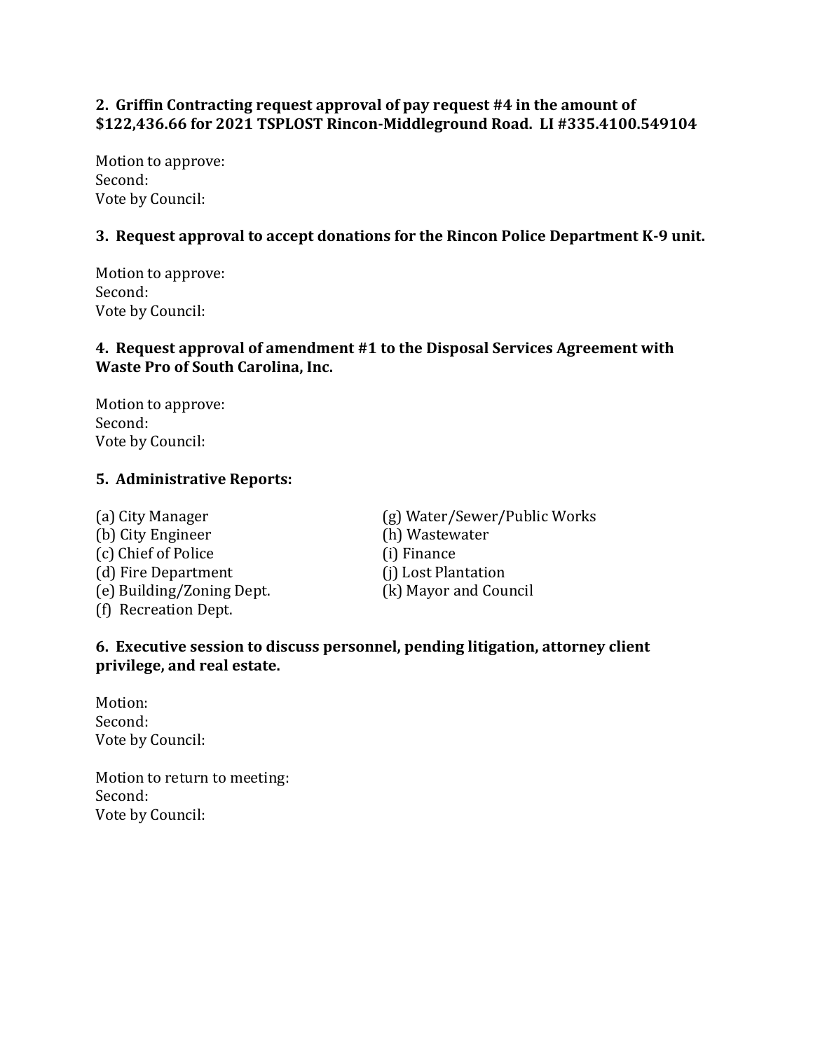**2. Griffin Contracting request approval of pay request #4 in the amount of $122,436.66 for 2021 TSPLOST Rincon-Middleground Road. LI #335.4100.549104**

Motion to approve:
Second:
Vote by Council:

**3. Request approval to accept donations for the Rincon Police Department K-9 unit.**

Motion to approve:
Second:
Vote by Council:

**4. Request approval of amendment #1 to the Disposal Services Agreement with Waste Pro of South Carolina, Inc.**

Motion to approve:
Second:
Vote by Council:

**5. Administrative Reports:**

(a) City Manager
(b) City Engineer
(c) Chief of Police
(d) Fire Department
(e) Building/Zoning Dept.
(f) Recreation Dept.
(g) Water/Sewer/Public Works
(h) Wastewater
(i) Finance
(j) Lost Plantation
(k) Mayor and Council

**6. Executive session to discuss personnel, pending litigation, attorney client privilege, and real estate.**

Motion:
Second:
Vote by Council:

Motion to return to meeting:
Second:
Vote by Council: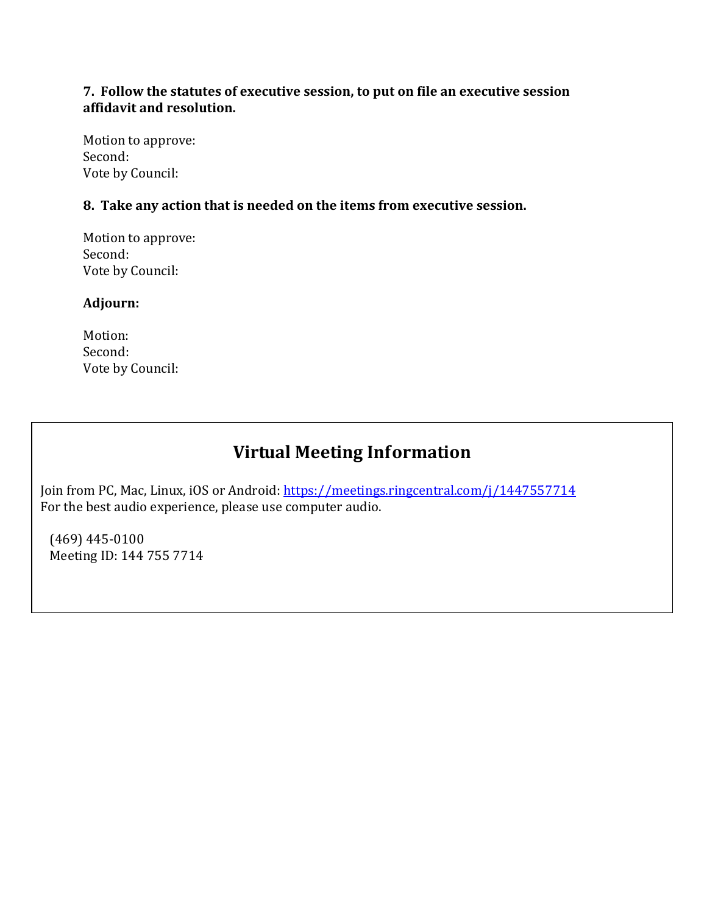**7. Follow the statutes of executive session, to put on file an executive session affidavit and resolution.**

Motion to approve:
Second:
Vote by Council:

**8. Take any action that is needed on the items from executive session.**

Motion to approve:
Second:
Vote by Council:

**Adjourn:**

Motion:
Second:
Vote by Council:

## Virtual Meeting Information

Join from PC, Mac, Linux, iOS or Android: https://meetings.ringcentral.com/j/1447557714
For the best audio experience, please use computer audio.

(469) 445-0100
Meeting ID: 144 755 7714